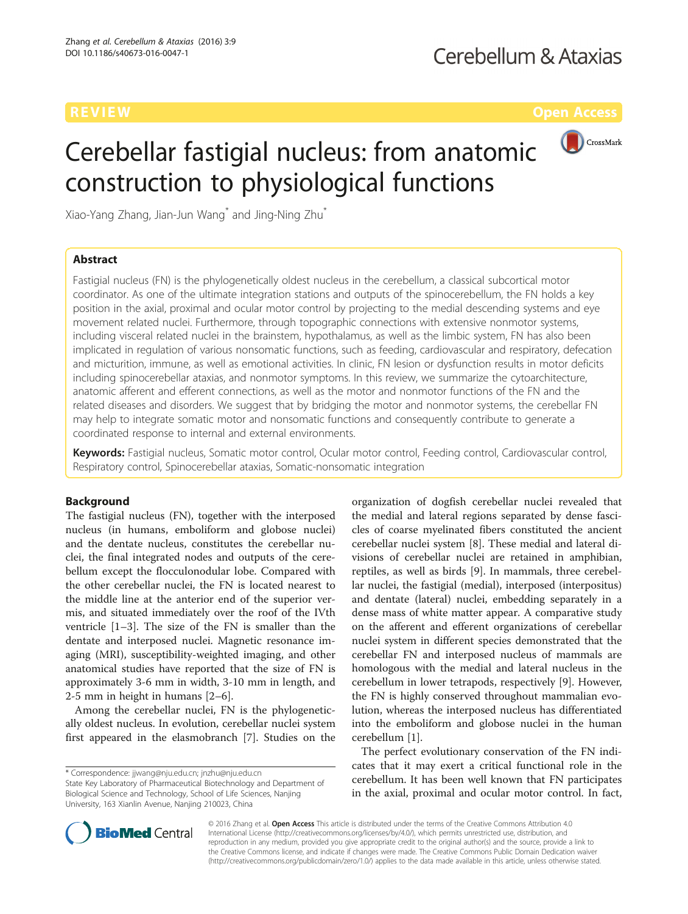REVIEW Open Access

# Cerebellar fastigial nucleus: from anatomic construction to physiological functions

Xiao-Yang Zhang, Jian-Jun Wang* and Jing-Ning Zhu*

## Abstract

Fastigial nucleus (FN) is the phylogenetically oldest nucleus in the cerebellum, a classical subcortical motor coordinator. As one of the ultimate integration stations and outputs of the spinocerebellum, the FN holds a key position in the axial, proximal and ocular motor control by projecting to the medial descending systems and eye movement related nuclei. Furthermore, through topographic connections with extensive nonmotor systems, including visceral related nuclei in the brainstem, hypothalamus, as well as the limbic system, FN has also been implicated in regulation of various nonsomatic functions, such as feeding, cardiovascular and respiratory, defecation and micturition, immune, as well as emotional activities. In clinic, FN lesion or dysfunction results in motor deficits including spinocerebellar ataxias, and nonmotor symptoms. In this review, we summarize the cytoarchitecture, anatomic afferent and efferent connections, as well as the motor and nonmotor functions of the FN and the related diseases and disorders. We suggest that by bridging the motor and nonmotor systems, the cerebellar FN may help to integrate somatic motor and nonsomatic functions and consequently contribute to generate a coordinated response to internal and external environments.

**Keywords:** Fastigial nucleus, Somatic motor control, Ocular motor control, Feeding control, Cardiovascular control, Respiratory control, Spinocerebellar ataxias, Somatic-nonsomatic integration

## Background

The fastigial nucleus (FN), together with the interposed nucleus (in humans, emboliform and globose nuclei) and the dentate nucleus, constitutes the cerebellar nuclei, the final integrated nodes and outputs of the cerebellum except the flocculonodular lobe. Compared with the other cerebellar nuclei, the FN is located nearest to the middle line at the anterior end of the superior vermis, and situated immediately over the roof of the IVth ventricle [1–3]. The size of the FN is smaller than the dentate and interposed nuclei. Magnetic resonance imaging (MRI), susceptibility-weighted imaging, and other anatomical studies have reported that the size of FN is approximately 3-6 mm in width, 3-10 mm in length, and 2-5 mm in height in humans [2–6].

Among the cerebellar nuclei, FN is the phylogenetically oldest nucleus. In evolution, cerebellar nuclei system first appeared in the elasmobranch [7]. Studies on the organization of dogfish cerebellar nuclei revealed that the medial and lateral regions separated by dense fascicles of coarse myelinated fibers constituted the ancient cerebellar nuclei system [8]. These medial and lateral divisions of cerebellar nuclei are retained in amphibian, reptiles, as well as birds [9]. In mammals, three cerebellar nuclei, the fastigial (medial), interposed (interpositus) and dentate (lateral) nuclei, embedding separately in a dense mass of white matter appear. A comparative study on the afferent and efferent organizations of cerebellar nuclei system in different species demonstrated that the cerebellar FN and interposed nucleus of mammals are homologous with the medial and lateral nucleus in the cerebellum in lower tetrapods, respectively [9]. However, the FN is highly conserved throughout mammalian evolution, whereas the interposed nucleus has differentiated into the emboliform and globose nuclei in the human cerebellum [1].

The perfect evolutionary conservation of the FN indicates that it may exert a critical functional role in the cerebellum. It has been well known that FN participates in the axial, proximal and ocular motor control. In fact,

\* Correspondence: jjwang@nju.edu.cn; jnzhu@nju.edu.cn
State Key Laboratory of Pharmaceutical Biotechnology and Department of Biological Science and Technology, School of Life Sciences, Nanjing University, 163 Xianlin Avenue, Nanjing 210023, China

© 2016 Zhang et al. **Open Access** This article is distributed under the terms of the Creative Commons Attribution 4.0 International License (http://creativecommons.org/licenses/by/4.0/), which permits unrestricted use, distribution, and reproduction in any medium, provided you give appropriate credit to the original author(s) and the source, provide a link to the Creative Commons license, and indicate if changes were made. The Creative Commons Public Domain Dedication waiver (http://creativecommons.org/publicdomain/zero/1.0/) applies to the data made available in this article, unless otherwise stated.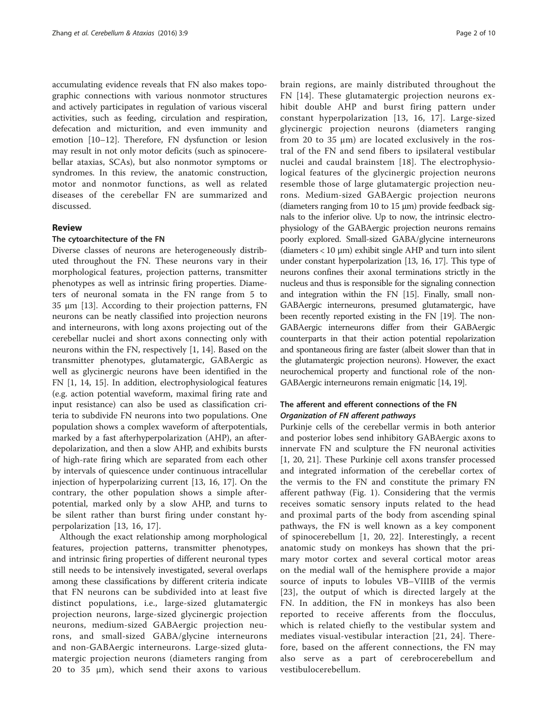accumulating evidence reveals that FN also makes topographic connections with various nonmotor structures and actively participates in regulation of various visceral activities, such as feeding, circulation and respiration, defecation and micturition, and even immunity and emotion [10–12]. Therefore, FN dysfunction or lesion may result in not only motor deficits (such as spinocerebellar ataxias, SCAs), but also nonmotor symptoms or syndromes. In this review, the anatomic construction, motor and nonmotor functions, as well as related diseases of the cerebellar FN are summarized and discussed.

## Review

### The cytoarchitecture of the FN

Diverse classes of neurons are heterogeneously distributed throughout the FN. These neurons vary in their morphological features, projection patterns, transmitter phenotypes as well as intrinsic firing properties. Diameters of neuronal somata in the FN range from 5 to 35 μm [13]. According to their projection patterns, FN neurons can be neatly classified into projection neurons and interneurons, with long axons projecting out of the cerebellar nuclei and short axons connecting only with neurons within the FN, respectively [1, 14]. Based on the transmitter phenotypes, glutamatergic, GABAergic as well as glycinergic neurons have been identified in the FN [1, 14, 15]. In addition, electrophysiological features (e.g. action potential waveform, maximal firing rate and input resistance) can also be used as classification criteria to subdivide FN neurons into two populations. One population shows a complex waveform of afterpotentials, marked by a fast afterhyperpolarization (AHP), an afterdepolarization, and then a slow AHP, and exhibits bursts of high-rate firing which are separated from each other by intervals of quiescence under continuous intracellular injection of hyperpolarizing current [13, 16, 17]. On the contrary, the other population shows a simple afterpotential, marked only by a slow AHP, and turns to be silent rather than burst firing under constant hyperpolarization [13, 16, 17].

Although the exact relationship among morphological features, projection patterns, transmitter phenotypes, and intrinsic firing properties of different neuronal types still needs to be intensively investigated, several overlaps among these classifications by different criteria indicate that FN neurons can be subdivided into at least five distinct populations, i.e., large-sized glutamatergic projection neurons, large-sized glycinergic projection neurons, medium-sized GABAergic projection neurons, and small-sized GABA/glycine interneurons and non-GABAergic interneurons. Large-sized glutamatergic projection neurons (diameters ranging from 20 to 35 μm), which send their axons to various brain regions, are mainly distributed throughout the FN [14]. These glutamatergic projection neurons exhibit double AHP and burst firing pattern under constant hyperpolarization [13, 16, 17]. Large-sized glycinergic projection neurons (diameters ranging from 20 to 35 μm) are located exclusively in the rostral of the FN and send fibers to ipsilateral vestibular nuclei and caudal brainstem [18]. The electrophysiological features of the glycinergic projection neurons resemble those of large glutamatergic projection neurons. Medium-sized GABAergic projection neurons (diameters ranging from 10 to 15 μm) provide feedback signals to the inferior olive. Up to now, the intrinsic electrophysiology of the GABAergic projection neurons remains poorly explored. Small-sized GABA/glycine interneurons (diameters < 10 μm) exhibit single AHP and turn into silent under constant hyperpolarization [13, 16, 17]. This type of neurons confines their axonal terminations strictly in the nucleus and thus is responsible for the signaling connection and integration within the FN [15]. Finally, small non-GABAergic interneurons, presumed glutamatergic, have been recently reported existing in the FN [19]. The non-GABAergic interneurons differ from their GABAergic counterparts in that their action potential repolarization and spontaneous firing are faster (albeit slower than that in the glutamatergic projection neurons). However, the exact neurochemical property and functional role of the non-GABAergic interneurons remain enigmatic [14, 19].

### The afferent and efferent connections of the FN

#### *Organization of FN afferent pathways*

Purkinje cells of the cerebellar vermis in both anterior and posterior lobes send inhibitory GABAergic axons to innervate FN and sculpture the FN neuronal activities [1, 20, 21]. These Purkinje cell axons transfer processed and integrated information of the cerebellar cortex of the vermis to the FN and constitute the primary FN afferent pathway (Fig. 1). Considering that the vermis receives somatic sensory inputs related to the head and proximal parts of the body from ascending spinal pathways, the FN is well known as a key component of spinocerebellum [1, 20, 22]. Interestingly, a recent anatomic study on monkeys has shown that the primary motor cortex and several cortical motor areas on the medial wall of the hemisphere provide a major source of inputs to lobules VB–VIIIB of the vermis [23], the output of which is directed largely at the FN. In addition, the FN in monkeys has also been reported to receive afferents from the flocculus, which is related chiefly to the vestibular system and mediates visual-vestibular interaction [21, 24]. Therefore, based on the afferent connections, the FN may also serve as a part of cerebrocerebellum and vestibulocerebellum.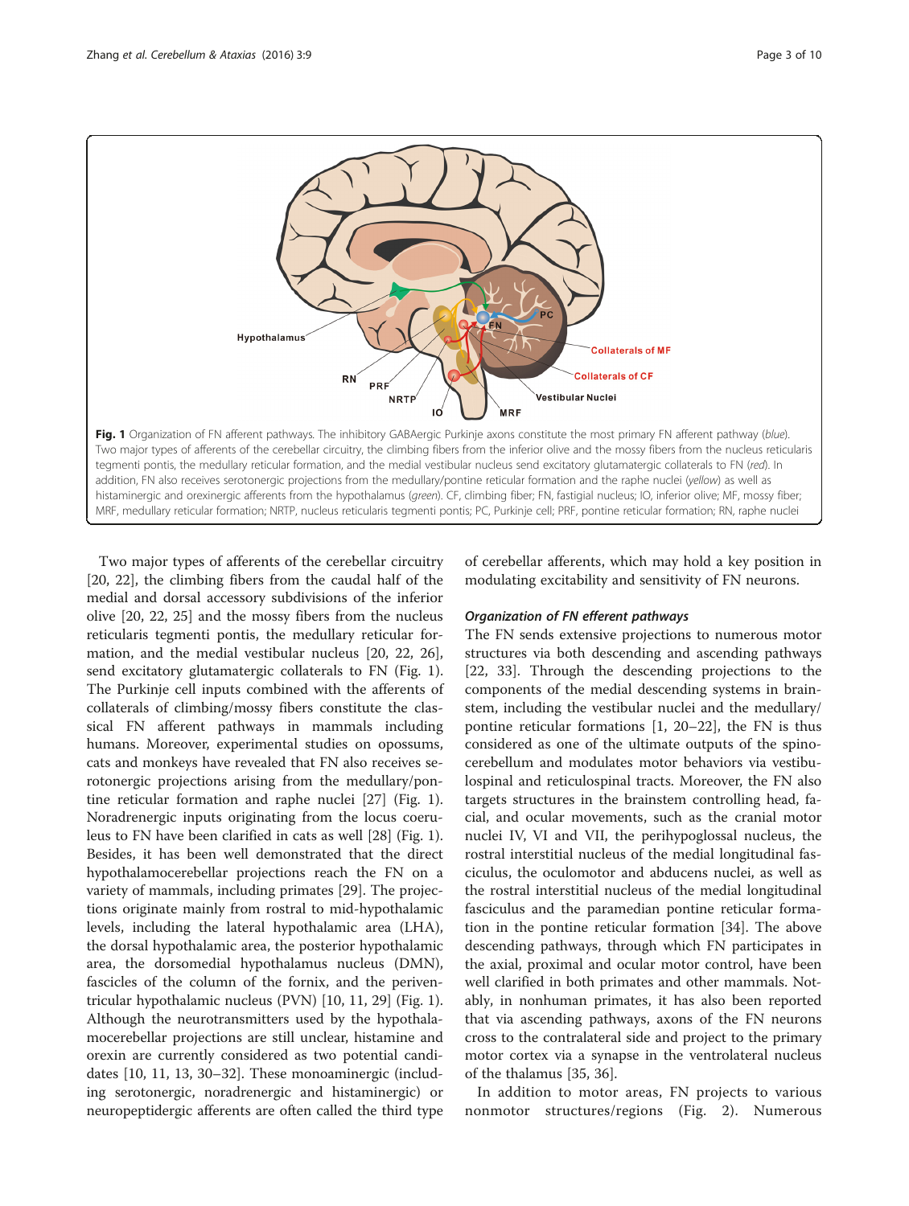**Fig. 1** Organization of FN afferent pathways. The inhibitory GABAergic Purkinje axons constitute the most primary FN afferent pathway (*blue*). Two major types of afferents of the cerebellar circuitry, the climbing fibers from the inferior olive and the mossy fibers from the nucleus reticularis tegmenti pontis, the medullary reticular formation, and the medial vestibular nucleus send excitatory glutamatergic collaterals to FN (*red*). In addition, FN also receives serotonergic projections from the medullary/pontine reticular formation and the raphe nuclei (*yellow*) as well as histaminergic and orexinergic afferents from the hypothalamus (*green*). CF, climbing fiber; FN, fastigial nucleus; IO, inferior olive; MF, mossy fiber; MRF, medullary reticular formation; NRTP, nucleus reticularis tegmenti pontis; PC, Purkinje cell; PRF, pontine reticular formation; RN, raphe nuclei

Two major types of afferents of the cerebellar circuitry [20, 22], the climbing fibers from the caudal half of the medial and dorsal accessory subdivisions of the inferior olive [20, 22, 25] and the mossy fibers from the nucleus reticularis tegmenti pontis, the medullary reticular formation, and the medial vestibular nucleus [20, 22, 26], send excitatory glutamatergic collaterals to FN (Fig. 1). The Purkinje cell inputs combined with the afferents of collaterals of climbing/mossy fibers constitute the classical FN afferent pathways in mammals including humans. Moreover, experimental studies on opossums, cats and monkeys have revealed that FN also receives serotonergic projections arising from the medullary/pontine reticular formation and raphe nuclei [27] (Fig. 1). Noradrenergic inputs originating from the locus coeruleus to FN have been clarified in cats as well [28] (Fig. 1). Besides, it has been well demonstrated that the direct hypothalamocerebellar projections reach the FN on a variety of mammals, including primates [29]. The projections originate mainly from rostral to mid-hypothalamic levels, including the lateral hypothalamic area (LHA), the dorsal hypothalamic area, the posterior hypothalamic area, the dorsomedial hypothalamus nucleus (DMN), fascicles of the column of the fornix, and the periventricular hypothalamic nucleus (PVN) [10, 11, 29] (Fig. 1). Although the neurotransmitters used by the hypothalamocerebellar projections are still unclear, histamine and orexin are currently considered as two potential candidates [10, 11, 13, 30–32]. These monoaminergic (including serotonergic, noradrenergic and histaminergic) or neuropeptidergic afferents are often called the third type of cerebellar afferents, which may hold a key position in modulating excitability and sensitivity of FN neurons.

### *Organization of FN efferent pathways*

The FN sends extensive projections to numerous motor structures via both descending and ascending pathways [22, 33]. Through the descending projections to the components of the medial descending systems in brainstem, including the vestibular nuclei and the medullary/pontine reticular formations [1, 20–22], the FN is thus considered as one of the ultimate outputs of the spinocerebellum and modulates motor behaviors via vestibulospinal and reticulospinal tracts. Moreover, the FN also targets structures in the brainstem controlling head, facial, and ocular movements, such as the cranial motor nuclei IV, VI and VII, the perihypoglossal nucleus, the rostral interstitial nucleus of the medial longitudinal fasciculus, the oculomotor and abducens nuclei, as well as the rostral interstitial nucleus of the medial longitudinal fasciculus and the paramedian pontine reticular formation in the pontine reticular formation [34]. The above descending pathways, through which FN participates in the axial, proximal and ocular motor control, have been well clarified in both primates and other mammals. Notably, in nonhuman primates, it has also been reported that via ascending pathways, axons of the FN neurons cross to the contralateral side and project to the primary motor cortex via a synapse in the ventrolateral nucleus of the thalamus [35, 36].

In addition to motor areas, FN projects to various nonmotor structures/regions (Fig. 2). Numerous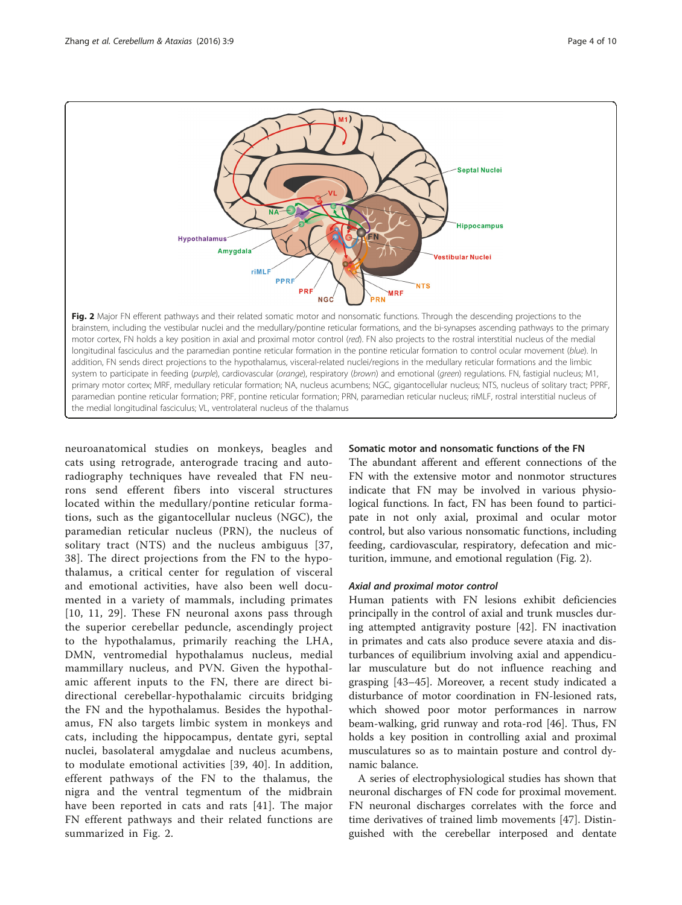Fig. 2 Major FN efferent pathways and their related somatic motor and nonsomatic functions. Through the descending projections to the brainstem, including the vestibular nuclei and the medullary/pontine reticular formations, and the bi-synapses ascending pathways to the primary motor cortex, FN holds a key position in axial and proximal motor control (*red*). FN also projects to the rostral interstitial nucleus of the medial longitudinal fasciculus and the paramedian pontine reticular formation in the pontine reticular formation to control ocular movement (*blue*). In addition, FN sends direct projections to the hypothalamus, visceral-related nuclei/regions in the medullary reticular formations and the limbic system to participate in feeding (*purple*), cardiovascular (*orange*), respiratory (*brown*) and emotional (*green*) regulations. FN, fastigial nucleus; M1, primary motor cortex; MRF, medullary reticular formation; NA, nucleus acumbens; NGC, gigantocellular nucleus; NTS, nucleus of solitary tract; PPRF, paramedian pontine reticular formation; PRF, pontine reticular formation; PRN, paramedian reticular nucleus; riMLF, rostral interstitial nucleus of the medial longitudinal fasciculus; VL, ventrolateral nucleus of the thalamus

neuroanatomical studies on monkeys, beagles and cats using retrograde, anterograde tracing and autoradiography techniques have revealed that FN neurons send efferent fibers into visceral structures located within the medullary/pontine reticular formations, such as the gigantocellular nucleus (NGC), the paramedian reticular nucleus (PRN), the nucleus of solitary tract (NTS) and the nucleus ambiguus [37, 38]. The direct projections from the FN to the hypothalamus, a critical center for regulation of visceral and emotional activities, have also been well documented in a variety of mammals, including primates [10, 11, 29]. These FN neuronal axons pass through the superior cerebellar peduncle, ascendingly project to the hypothalamus, primarily reaching the LHA, DMN, ventromedial hypothalamus nucleus, medial mammillary nucleus, and PVN. Given the hypothalamic afferent inputs to the FN, there are direct bidirectional cerebellar-hypothalamic circuits bridging the FN and the hypothalamus. Besides the hypothalamus, FN also targets limbic system in monkeys and cats, including the hippocampus, dentate gyri, septal nuclei, basolateral amygdalae and nucleus acumbens, to modulate emotional activities [39, 40]. In addition, efferent pathways of the FN to the thalamus, the nigra and the ventral tegmentum of the midbrain have been reported in cats and rats [41]. The major FN efferent pathways and their related functions are summarized in Fig. 2.

## Somatic motor and nonsomatic functions of the FN

The abundant afferent and efferent connections of the FN with the extensive motor and nonmotor structures indicate that FN may be involved in various physiological functions. In fact, FN has been found to participate in not only axial, proximal and ocular motor control, but also various nonsomatic functions, including feeding, cardiovascular, respiratory, defecation and micturition, immune, and emotional regulation (Fig. 2).

### *Axial and proximal motor control*

Human patients with FN lesions exhibit deficiencies principally in the control of axial and trunk muscles during attempted antigravity posture [42]. FN inactivation in primates and cats also produce severe ataxia and disturbances of equilibrium involving axial and appendicular musculature but do not influence reaching and grasping [43–45]. Moreover, a recent study indicated a disturbance of motor coordination in FN-lesioned rats, which showed poor motor performances in narrow beam-walking, grid runway and rota-rod [46]. Thus, FN holds a key position in controlling axial and proximal musculatures so as to maintain posture and control dynamic balance.

A series of electrophysiological studies has shown that neuronal discharges of FN code for proximal movement. FN neuronal discharges correlates with the force and time derivatives of trained limb movements [47]. Distinguished with the cerebellar interposed and dentate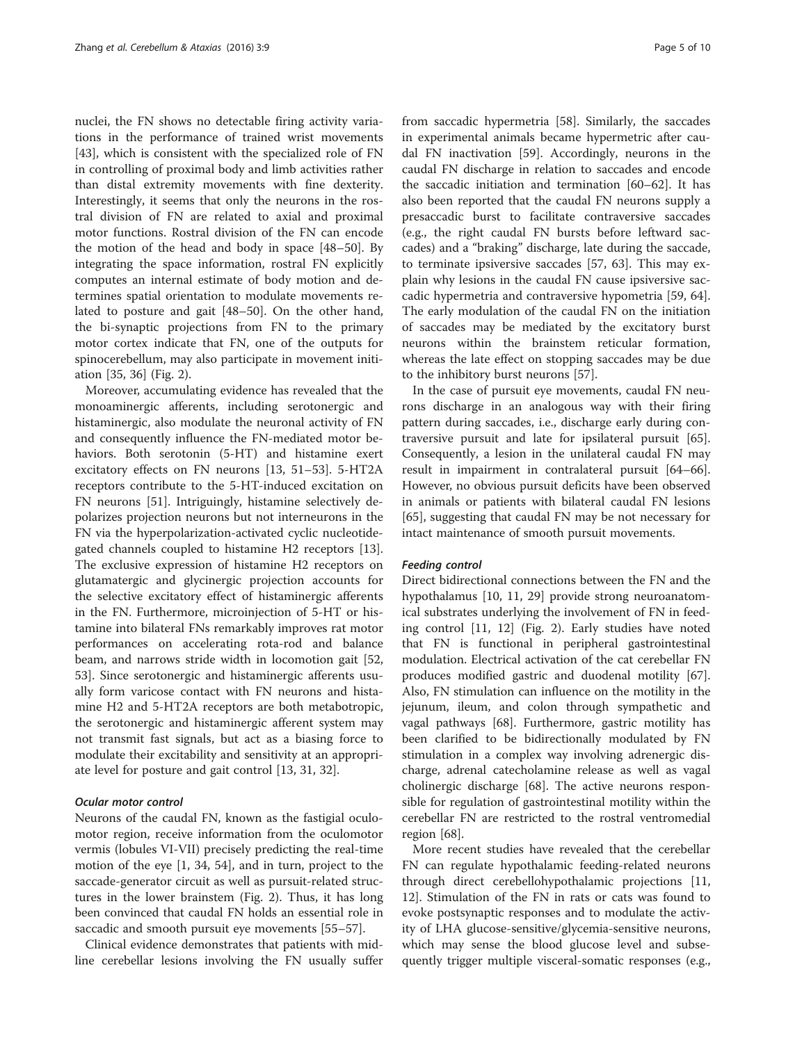nuclei, the FN shows no detectable firing activity variations in the performance of trained wrist movements [43], which is consistent with the specialized role of FN in controlling of proximal body and limb activities rather than distal extremity movements with fine dexterity. Interestingly, it seems that only the neurons in the rostral division of FN are related to axial and proximal motor functions. Rostral division of the FN can encode the motion of the head and body in space [48–50]. By integrating the space information, rostral FN explicitly computes an internal estimate of body motion and determines spatial orientation to modulate movements related to posture and gait [48–50]. On the other hand, the bi-synaptic projections from FN to the primary motor cortex indicate that FN, one of the outputs for spinocerebellum, may also participate in movement initiation [35, 36] (Fig. 2).

Moreover, accumulating evidence has revealed that the monoaminergic afferents, including serotonergic and histaminergic, also modulate the neuronal activity of FN and consequently influence the FN-mediated motor behaviors. Both serotonin (5-HT) and histamine exert excitatory effects on FN neurons [13, 51–53]. 5-HT2A receptors contribute to the 5-HT-induced excitation on FN neurons [51]. Intriguingly, histamine selectively depolarizes projection neurons but not interneurons in the FN via the hyperpolarization-activated cyclic nucleotidegated channels coupled to histamine H2 receptors [13]. The exclusive expression of histamine H2 receptors on glutamatergic and glycinergic projection accounts for the selective excitatory effect of histaminergic afferents in the FN. Furthermore, microinjection of 5-HT or histamine into bilateral FNs remarkably improves rat motor performances on accelerating rota-rod and balance beam, and narrows stride width in locomotion gait [52, 53]. Since serotonergic and histaminergic afferents usually form varicose contact with FN neurons and histamine H2 and 5-HT2A receptors are both metabotropic, the serotonergic and histaminergic afferent system may not transmit fast signals, but act as a biasing force to modulate their excitability and sensitivity at an appropriate level for posture and gait control [13, 31, 32].

#### *Ocular motor control*

Neurons of the caudal FN, known as the fastigial oculomotor region, receive information from the oculomotor vermis (lobules VI-VII) precisely predicting the real-time motion of the eye [1, 34, 54], and in turn, project to the saccade-generator circuit as well as pursuit-related structures in the lower brainstem (Fig. 2). Thus, it has long been convinced that caudal FN holds an essential role in saccadic and smooth pursuit eye movements [55–57].

Clinical evidence demonstrates that patients with midline cerebellar lesions involving the FN usually suffer from saccadic hypermetria [58]. Similarly, the saccades in experimental animals became hypermetric after caudal FN inactivation [59]. Accordingly, neurons in the caudal FN discharge in relation to saccades and encode the saccadic initiation and termination [60–62]. It has also been reported that the caudal FN neurons supply a presaccadic burst to facilitate contraversive saccades (e.g., the right caudal FN bursts before leftward saccades) and a "braking" discharge, late during the saccade, to terminate ipsiversive saccades [57, 63]. This may explain why lesions in the caudal FN cause ipsiversive saccadic hypermetria and contraversive hypometria [59, 64]. The early modulation of the caudal FN on the initiation of saccades may be mediated by the excitatory burst neurons within the brainstem reticular formation, whereas the late effect on stopping saccades may be due to the inhibitory burst neurons [57].

In the case of pursuit eye movements, caudal FN neurons discharge in an analogous way with their firing pattern during saccades, i.e., discharge early during contraversive pursuit and late for ipsilateral pursuit [65]. Consequently, a lesion in the unilateral caudal FN may result in impairment in contralateral pursuit [64–66]. However, no obvious pursuit deficits have been observed in animals or patients with bilateral caudal FN lesions [65], suggesting that caudal FN may be not necessary for intact maintenance of smooth pursuit movements.

#### *Feeding control*

Direct bidirectional connections between the FN and the hypothalamus [10, 11, 29] provide strong neuroanatomical substrates underlying the involvement of FN in feeding control [11, 12] (Fig. 2). Early studies have noted that FN is functional in peripheral gastrointestinal modulation. Electrical activation of the cat cerebellar FN produces modified gastric and duodenal motility [67]. Also, FN stimulation can influence on the motility in the jejunum, ileum, and colon through sympathetic and vagal pathways [68]. Furthermore, gastric motility has been clarified to be bidirectionally modulated by FN stimulation in a complex way involving adrenergic discharge, adrenal catecholamine release as well as vagal cholinergic discharge [68]. The active neurons responsible for regulation of gastrointestinal motility within the cerebellar FN are restricted to the rostral ventromedial region [68].

More recent studies have revealed that the cerebellar FN can regulate hypothalamic feeding-related neurons through direct cerebellohypothalamic projections [11, 12]. Stimulation of the FN in rats or cats was found to evoke postsynaptic responses and to modulate the activity of LHA glucose-sensitive/glycemia-sensitive neurons, which may sense the blood glucose level and subsequently trigger multiple visceral-somatic responses (e.g.,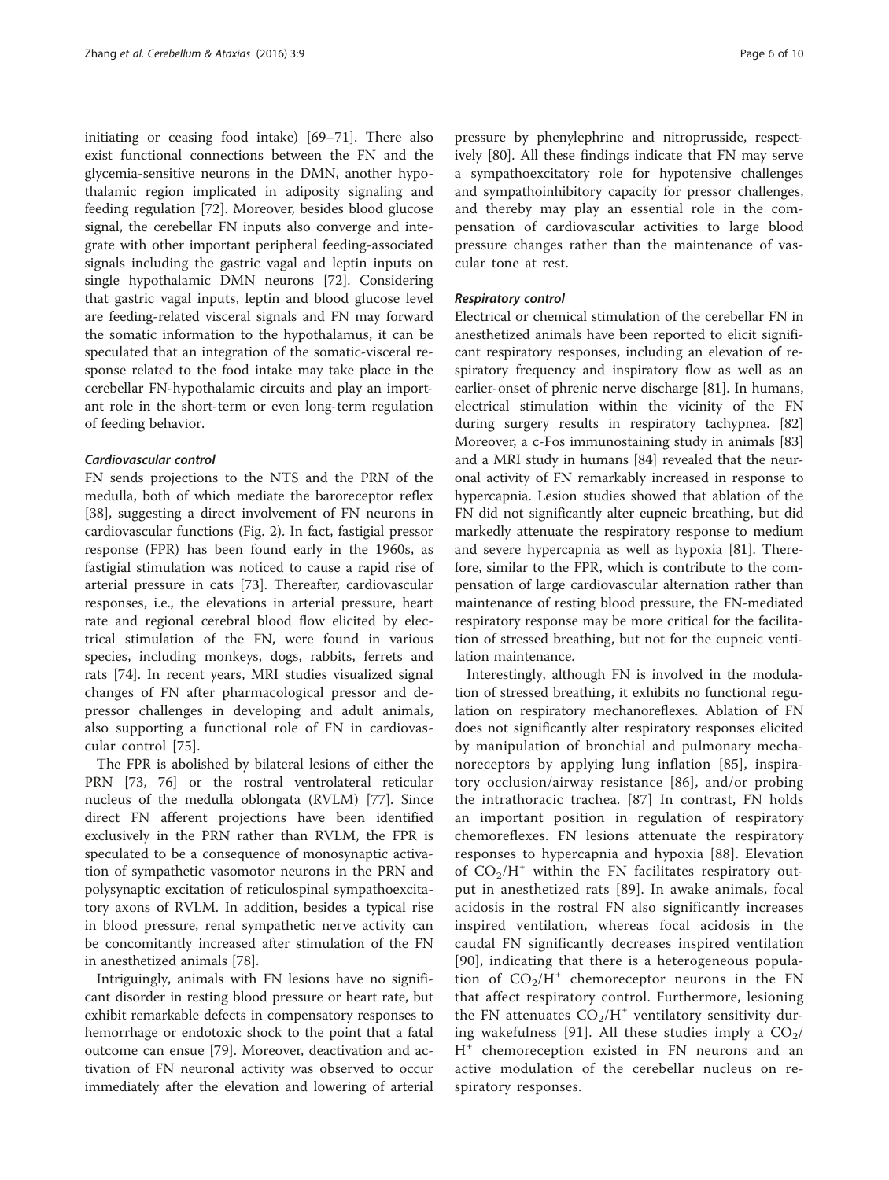initiating or ceasing food intake) [69–71]. There also exist functional connections between the FN and the glycemia-sensitive neurons in the DMN, another hypothalamic region implicated in adiposity signaling and feeding regulation [72]. Moreover, besides blood glucose signal, the cerebellar FN inputs also converge and integrate with other important peripheral feeding-associated signals including the gastric vagal and leptin inputs on single hypothalamic DMN neurons [72]. Considering that gastric vagal inputs, leptin and blood glucose level are feeding-related visceral signals and FN may forward the somatic information to the hypothalamus, it can be speculated that an integration of the somatic-visceral response related to the food intake may take place in the cerebellar FN-hypothalamic circuits and play an important role in the short-term or even long-term regulation of feeding behavior.

#### *Cardiovascular control*

FN sends projections to the NTS and the PRN of the medulla, both of which mediate the baroreceptor reflex [38], suggesting a direct involvement of FN neurons in cardiovascular functions (Fig. 2). In fact, fastigial pressor response (FPR) has been found early in the 1960s, as fastigial stimulation was noticed to cause a rapid rise of arterial pressure in cats [73]. Thereafter, cardiovascular responses, i.e., the elevations in arterial pressure, heart rate and regional cerebral blood flow elicited by electrical stimulation of the FN, were found in various species, including monkeys, dogs, rabbits, ferrets and rats [74]. In recent years, MRI studies visualized signal changes of FN after pharmacological pressor and depressor challenges in developing and adult animals, also supporting a functional role of FN in cardiovascular control [75].

The FPR is abolished by bilateral lesions of either the PRN [73, 76] or the rostral ventrolateral reticular nucleus of the medulla oblongata (RVLM) [77]. Since direct FN afferent projections have been identified exclusively in the PRN rather than RVLM, the FPR is speculated to be a consequence of monosynaptic activation of sympathetic vasomotor neurons in the PRN and polysynaptic excitation of reticulospinal sympathoexcitatory axons of RVLM. In addition, besides a typical rise in blood pressure, renal sympathetic nerve activity can be concomitantly increased after stimulation of the FN in anesthetized animals [78].

Intriguingly, animals with FN lesions have no significant disorder in resting blood pressure or heart rate, but exhibit remarkable defects in compensatory responses to hemorrhage or endotoxic shock to the point that a fatal outcome can ensue [79]. Moreover, deactivation and activation of FN neuronal activity was observed to occur immediately after the elevation and lowering of arterial pressure by phenylephrine and nitroprusside, respectively [80]. All these findings indicate that FN may serve a sympathoexcitatory role for hypotensive challenges and sympathoinhibitory capacity for pressor challenges, and thereby may play an essential role in the compensation of cardiovascular activities to large blood pressure changes rather than the maintenance of vascular tone at rest.

#### *Respiratory control*

Electrical or chemical stimulation of the cerebellar FN in anesthetized animals have been reported to elicit significant respiratory responses, including an elevation of respiratory frequency and inspiratory flow as well as an earlier-onset of phrenic nerve discharge [81]. In humans, electrical stimulation within the vicinity of the FN during surgery results in respiratory tachypnea. [82] Moreover, a c-Fos immunostaining study in animals [83] and a MRI study in humans [84] revealed that the neuronal activity of FN remarkably increased in response to hypercapnia. Lesion studies showed that ablation of the FN did not significantly alter eupneic breathing, but did markedly attenuate the respiratory response to medium and severe hypercapnia as well as hypoxia [81]. Therefore, similar to the FPR, which is contribute to the compensation of large cardiovascular alternation rather than maintenance of resting blood pressure, the FN-mediated respiratory response may be more critical for the facilitation of stressed breathing, but not for the eupneic ventilation maintenance.

Interestingly, although FN is involved in the modulation of stressed breathing, it exhibits no functional regulation on respiratory mechanoreflexes. Ablation of FN does not significantly alter respiratory responses elicited by manipulation of bronchial and pulmonary mechanoreceptors by applying lung inflation [85], inspiratory occlusion/airway resistance [86], and/or probing the intrathoracic trachea. [87] In contrast, FN holds an important position in regulation of respiratory chemoreflexes. FN lesions attenuate the respiratory responses to hypercapnia and hypoxia [88]. Elevation of $CO_2/H^+$ within the FN facilitates respiratory output in anesthetized rats [89]. In awake animals, focal acidosis in the rostral FN also significantly increases inspired ventilation, whereas focal acidosis in the caudal FN significantly decreases inspired ventilation [90], indicating that there is a heterogeneous population of $CO_2/H^+$ chemoreceptor neurons in the FN that affect respiratory control. Furthermore, lesioning the FN attenuates $CO_2/H^+$ ventilatory sensitivity during wakefulness [91]. All these studies imply a $CO_2/H^+$ chemoreception existed in FN neurons and an active modulation of the cerebellar nucleus on respiratory responses.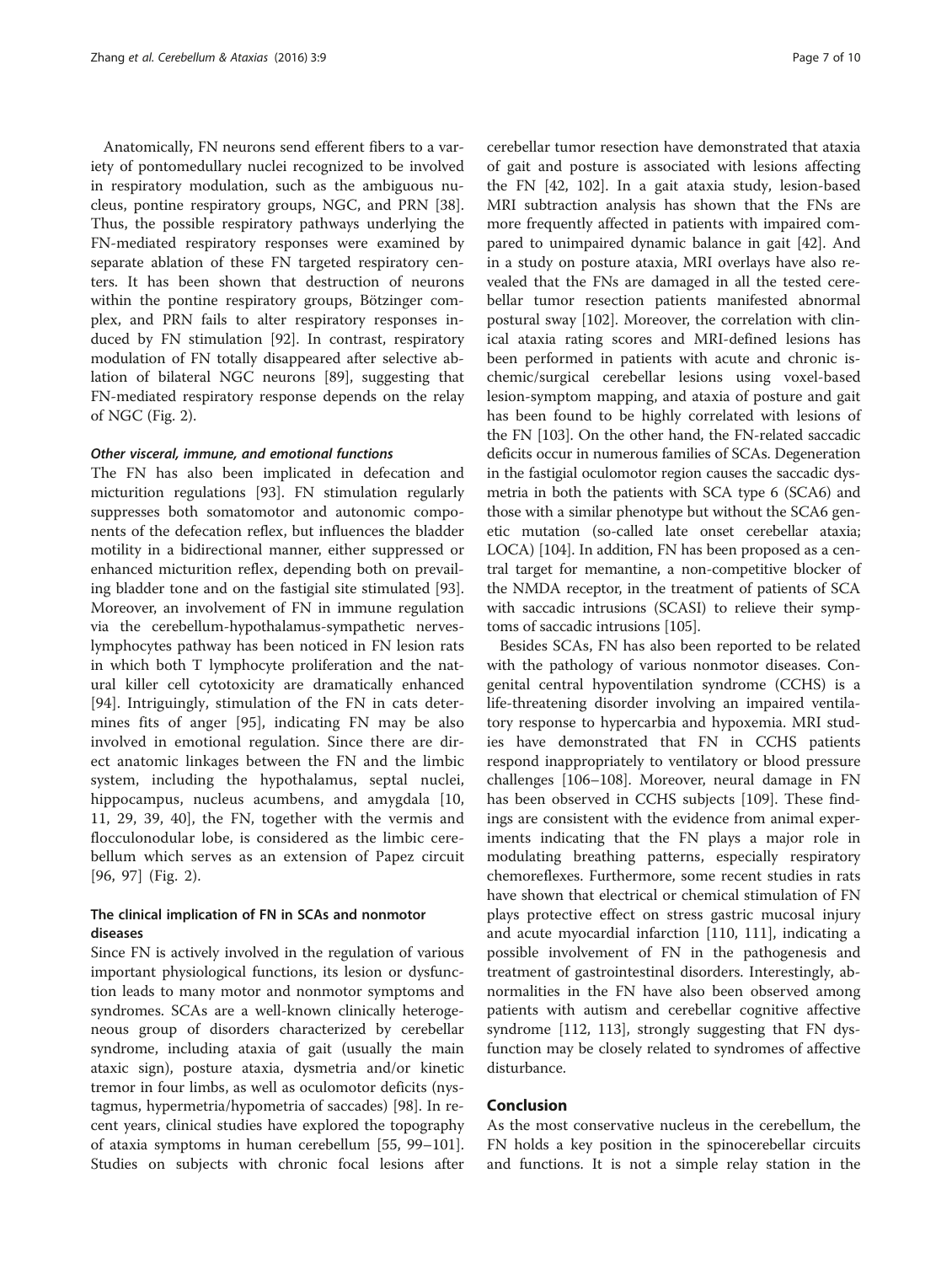Anatomically, FN neurons send efferent fibers to a variety of pontomedullary nuclei recognized to be involved in respiratory modulation, such as the ambiguous nucleus, pontine respiratory groups, NGC, and PRN [38]. Thus, the possible respiratory pathways underlying the FN-mediated respiratory responses were examined by separate ablation of these FN targeted respiratory centers. It has been shown that destruction of neurons within the pontine respiratory groups, Bötzinger complex, and PRN fails to alter respiratory responses induced by FN stimulation [92]. In contrast, respiratory modulation of FN totally disappeared after selective ablation of bilateral NGC neurons [89], suggesting that FN-mediated respiratory response depends on the relay of NGC (Fig. 2).

#### *Other visceral, immune, and emotional functions*

The FN has also been implicated in defecation and micturition regulations [93]. FN stimulation regularly suppresses both somatomotor and autonomic components of the defecation reflex, but influences the bladder motility in a bidirectional manner, either suppressed or enhanced micturition reflex, depending both on prevailing bladder tone and on the fastigial site stimulated [93]. Moreover, an involvement of FN in immune regulation via the cerebellum-hypothalamus-sympathetic nerves-lymphocytes pathway has been noticed in FN lesion rats in which both T lymphocyte proliferation and the natural killer cell cytotoxicity are dramatically enhanced [94]. Intriguingly, stimulation of the FN in cats determines fits of anger [95], indicating FN may be also involved in emotional regulation. Since there are direct anatomic linkages between the FN and the limbic system, including the hypothalamus, septal nuclei, hippocampus, nucleus acumbens, and amygdala [10, 11, 29, 39, 40], the FN, together with the vermis and flocculonodular lobe, is considered as the limbic cerebellum which serves as an extension of Papez circuit [96, 97] (Fig. 2).

### The clinical implication of FN in SCAs and nonmotor diseases

Since FN is actively involved in the regulation of various important physiological functions, its lesion or dysfunction leads to many motor and nonmotor symptoms and syndromes. SCAs are a well-known clinically heterogeneous group of disorders characterized by cerebellar syndrome, including ataxia of gait (usually the main ataxic sign), posture ataxia, dysmetria and/or kinetic tremor in four limbs, as well as oculomotor deficits (nystagmus, hypermetria/hypometria of saccades) [98]. In recent years, clinical studies have explored the topography of ataxia symptoms in human cerebellum [55, 99–101]. Studies on subjects with chronic focal lesions after cerebellar tumor resection have demonstrated that ataxia of gait and posture is associated with lesions affecting the FN [42, 102]. In a gait ataxia study, lesion-based MRI subtraction analysis has shown that the FNs are more frequently affected in patients with impaired compared to unimpaired dynamic balance in gait [42]. And in a study on posture ataxia, MRI overlays have also revealed that the FNs are damaged in all the tested cerebellar tumor resection patients manifested abnormal postural sway [102]. Moreover, the correlation with clinical ataxia rating scores and MRI-defined lesions has been performed in patients with acute and chronic ischemic/surgical cerebellar lesions using voxel-based lesion-symptom mapping, and ataxia of posture and gait has been found to be highly correlated with lesions of the FN [103]. On the other hand, the FN-related saccadic deficits occur in numerous families of SCAs. Degeneration in the fastigial oculomotor region causes the saccadic dysmetria in both the patients with SCA type 6 (SCA6) and those with a similar phenotype but without the SCA6 genetic mutation (so-called late onset cerebellar ataxia; LOCA) [104]. In addition, FN has been proposed as a central target for memantine, a non-competitive blocker of the NMDA receptor, in the treatment of patients of SCA with saccadic intrusions (SCASI) to relieve their symptoms of saccadic intrusions [105].

Besides SCAs, FN has also been reported to be related with the pathology of various nonmotor diseases. Congenital central hypoventilation syndrome (CCHS) is a life-threatening disorder involving an impaired ventilatory response to hypercarbia and hypoxemia. MRI studies have demonstrated that FN in CCHS patients respond inappropriately to ventilatory or blood pressure challenges [106–108]. Moreover, neural damage in FN has been observed in CCHS subjects [109]. These findings are consistent with the evidence from animal experiments indicating that the FN plays a major role in modulating breathing patterns, especially respiratory chemoreflexes. Furthermore, some recent studies in rats have shown that electrical or chemical stimulation of FN plays protective effect on stress gastric mucosal injury and acute myocardial infarction [110, 111], indicating a possible involvement of FN in the pathogenesis and treatment of gastrointestinal disorders. Interestingly, abnormalities in the FN have also been observed among patients with autism and cerebellar cognitive affective syndrome [112, 113], strongly suggesting that FN dysfunction may be closely related to syndromes of affective disturbance.

## Conclusion

As the most conservative nucleus in the cerebellum, the FN holds a key position in the spinocerebellar circuits and functions. It is not a simple relay station in the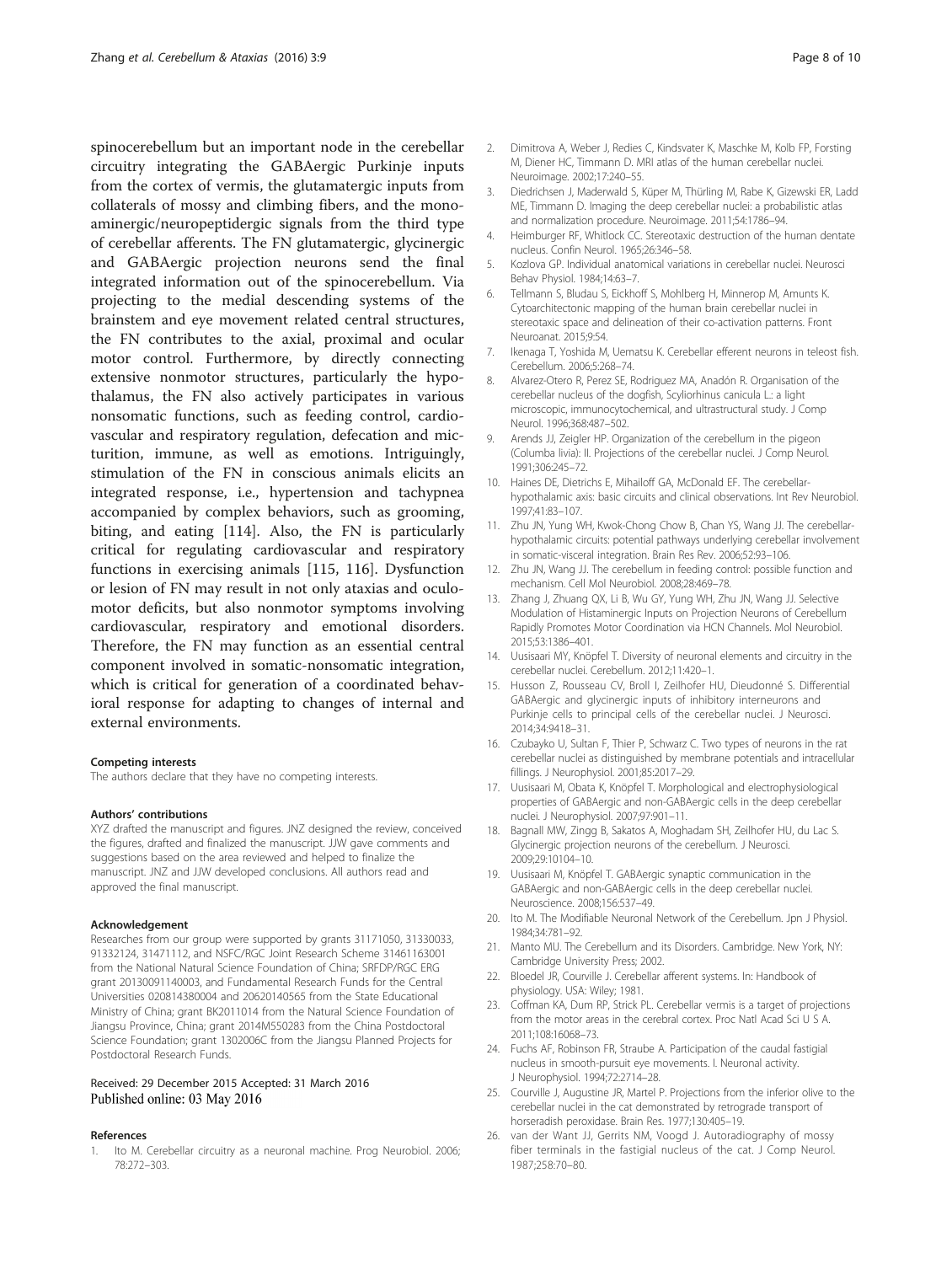spinocerebellum but an important node in the cerebellar circuitry integrating the GABAergic Purkinje inputs from the cortex of vermis, the glutamatergic inputs from collaterals of mossy and climbing fibers, and the monoaminergic/neuropeptidergic signals from the third type of cerebellar afferents. The FN glutamatergic, glycinergic and GABAergic projection neurons send the final integrated information out of the spinocerebellum. Via projecting to the medial descending systems of the brainstem and eye movement related central structures, the FN contributes to the axial, proximal and ocular motor control. Furthermore, by directly connecting extensive nonmotor structures, particularly the hypothalamus, the FN also actively participates in various nonsomatic functions, such as feeding control, cardiovascular and respiratory regulation, defecation and micturition, immune, as well as emotions. Intriguingly, stimulation of the FN in conscious animals elicits an integrated response, i.e., hypertension and tachypnea accompanied by complex behaviors, such as grooming, biting, and eating [114]. Also, the FN is particularly critical for regulating cardiovascular and respiratory functions in exercising animals [115, 116]. Dysfunction or lesion of FN may result in not only ataxias and oculomotor deficits, but also nonmotor symptoms involving cardiovascular, respiratory and emotional disorders. Therefore, the FN may function as an essential central component involved in somatic-nonsomatic integration, which is critical for generation of a coordinated behavioral response for adapting to changes of internal and external environments.

#### Competing interests
The authors declare that they have no competing interests.

#### Authors' contributions
XYZ drafted the manuscript and figures. JNZ designed the review, conceived the figures, drafted and finalized the manuscript. JJW gave comments and suggestions based on the area reviewed and helped to finalize the manuscript. JNZ and JJW developed conclusions. All authors read and approved the final manuscript.

#### Acknowledgement
Researches from our group were supported by grants 31171050, 31330033, 91332124, 31471112, and NSFC/RGC Joint Research Scheme 31461163001 from the National Natural Science Foundation of China; SRFDP/RGC ERG grant 20130091140003, and Fundamental Research Funds for the Central Universities 020814380004 and 20620140565 from the State Educational Ministry of China; grant BK2011014 from the Natural Science Foundation of Jiangsu Province, China; grant 2014M550283 from the China Postdoctoral Science Foundation; grant 1302006C from the Jiangsu Planned Projects for Postdoctoral Research Funds.

Received: 29 December 2015 Accepted: 31 March 2016
Published online: 03 May 2016

#### References
1. Ito M. Cerebellar circuitry as a neuronal machine. Prog Neurobiol. 2006; 78:272–303.
2. Dimitrova A, Weber J, Redies C, Kindsvater K, Maschke M, Kolb FP, Forsting M, Diener HC, Timmann D. MRI atlas of the human cerebellar nuclei. Neuroimage. 2002;17:240–55.
3. Diedrichsen J, Maderwald S, Küper M, Thürling M, Rabe K, Gizewski ER, Ladd ME, Timmann D. Imaging the deep cerebellar nuclei: a probabilistic atlas and normalization procedure. Neuroimage. 2011;54:1786–94.
4. Heimburger RF, Whitlock CC. Stereotaxic destruction of the human dentate nucleus. Confin Neurol. 1965;26:346–58.
5. Kozlova GP. Individual anatomical variations in cerebellar nuclei. Neurosci Behav Physiol. 1984;14:63–7.
6. Tellmann S, Bludau S, Eickhoff S, Mohlberg H, Minnerop M, Amunts K. Cytoarchitectonic mapping of the human brain cerebellar nuclei in stereotaxic space and delineation of their co-activation patterns. Front Neuroanat. 2015;9:54.
7. Ikenaga T, Yoshida M, Uematsu K. Cerebellar efferent neurons in teleost fish. Cerebellum. 2006;5:268–74.
8. Alvarez-Otero R, Perez SE, Rodriguez MA, Anadón R. Organisation of the cerebellar nucleus of the dogfish, Scyliorhinus canicula L.: a light microscopic, immunocytochemical, and ultrastructural study. J Comp Neurol. 1996;368:487–502.
9. Arends JJ, Zeigler HP. Organization of the cerebellum in the pigeon (Columba livia): II. Projections of the cerebellar nuclei. J Comp Neurol. 1991;306:245–72.
10. Haines DE, Dietrichs E, Mihailoff GA, McDonald EF. The cerebellar-hypothalamic axis: basic circuits and clinical observations. Int Rev Neurobiol. 1997;41:83–107.
11. Zhu JN, Yung WH, Kwok-Chong Chow B, Chan YS, Wang JJ. The cerebellar-hypothalamic circuits: potential pathways underlying cerebellar involvement in somatic-visceral integration. Brain Res Rev. 2006;52:93–106.
12. Zhu JN, Wang JJ. The cerebellum in feeding control: possible function and mechanism. Cell Mol Neurobiol. 2008;28:469–78.
13. Zhang J, Zhuang QX, Li B, Wu GY, Yung WH, Zhu JN, Wang JJ. Selective Modulation of Histaminergic Inputs on Projection Neurons of Cerebellum Rapidly Promotes Motor Coordination via HCN Channels. Mol Neurobiol. 2015;53:1386–401.
14. Uusisaari MY, Knöpfel T. Diversity of neuronal elements and circuitry in the cerebellar nuclei. Cerebellum. 2012;11:420–1.
15. Husson Z, Rousseau CV, Broll I, Zeilhofer HU, Dieudonné S. Differential GABAergic and glycinergic inputs of inhibitory interneurons and Purkinje cells to principal cells of the cerebellar nuclei. J Neurosci. 2014;34:9418–31.
16. Czubayko U, Sultan F, Thier P, Schwarz C. Two types of neurons in the rat cerebellar nuclei as distinguished by membrane potentials and intracellular fillings. J Neurophysiol. 2001;85:2017–29.
17. Uusisaari M, Obata K, Knöpfel T. Morphological and electrophysiological properties of GABAergic and non-GABAergic cells in the deep cerebellar nuclei. J Neurophysiol. 2007;97:901–11.
18. Bagnall MW, Zingg B, Sakatos A, Moghadam SH, Zeilhofer HU, du Lac S. Glycinergic projection neurons of the cerebellum. J Neurosci. 2009;29:10104–10.
19. Uusisaari M, Knöpfel T. GABAergic synaptic communication in the GABAergic and non-GABAergic cells in the deep cerebellar nuclei. Neuroscience. 2008;156:537–49.
20. Ito M. The Modifiable Neuronal Network of the Cerebellum. Jpn J Physiol. 1984;34:781–92.
21. Manto MU. The Cerebellum and its Disorders. Cambridge. New York, NY: Cambridge University Press; 2002.
22. Bloedel JR, Courville J. Cerebellar afferent systems. In: Handbook of physiology. USA: Wiley; 1981.
23. Coffman KA, Dum RP, Strick PL. Cerebellar vermis is a target of projections from the motor areas in the cerebral cortex. Proc Natl Acad Sci U S A. 2011;108:16068–73.
24. Fuchs AF, Robinson FR, Straube A. Participation of the caudal fastigial nucleus in smooth-pursuit eye movements. I. Neuronal activity. J Neurophysiol. 1994;72:2714–28.
25. Courville J, Augustine JR, Martel P. Projections from the inferior olive to the cerebellar nuclei in the cat demonstrated by retrograde transport of horseradish peroxidase. Brain Res. 1977;130:405–19.
26. van der Want JJ, Gerrits NM, Voogd J. Autoradiography of mossy fiber terminals in the fastigial nucleus of the cat. J Comp Neurol. 1987;258:70–80.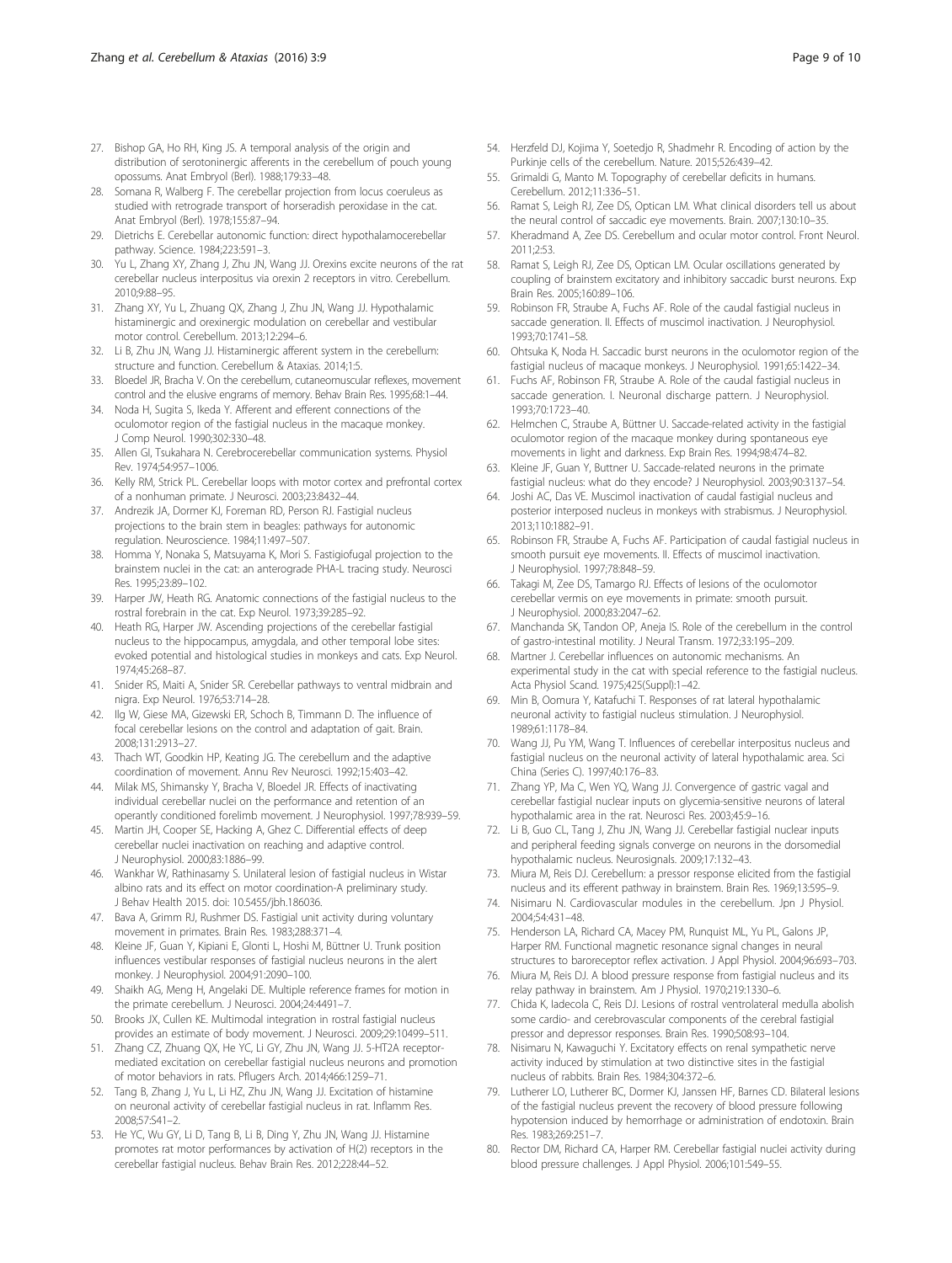27. Bishop GA, Ho RH, King JS. A temporal analysis of the origin and distribution of serotoninergic afferents in the cerebellum of pouch young opossums. Anat Embryol (Berl). 1988;179:33–48.
28. Somana R, Walberg F. The cerebellar projection from locus coeruleus as studied with retrograde transport of horseradish peroxidase in the cat. Anat Embryol (Berl). 1978;155:87–94.
29. Dietrichs E. Cerebellar autonomic function: direct hypothalamocerebellar pathway. Science. 1984;223:591–3.
30. Yu L, Zhang XY, Zhang J, Zhu JN, Wang JJ. Orexins excite neurons of the rat cerebellar nucleus interpositus via orexin 2 receptors in vitro. Cerebellum. 2010;9:88–95.
31. Zhang XY, Yu L, Zhuang QX, Zhang J, Zhu JN, Wang JJ. Hypothalamic histaminergic and orexinergic modulation on cerebellar and vestibular motor control. Cerebellum. 2013;12:294–6.
32. Li B, Zhu JN, Wang JJ. Histaminergic afferent system in the cerebellum: structure and function. Cerebellum & Ataxias. 2014;1:5.
33. Bloedel JR, Bracha V. On the cerebellum, cutaneomuscular reflexes, movement control and the elusive engrams of memory. Behav Brain Res. 1995;68:1–44.
34. Noda H, Sugita S, Ikeda Y. Afferent and efferent connections of the oculomotor region of the fastigial nucleus in the macaque monkey. J Comp Neurol. 1990;302:330–48.
35. Allen GI, Tsukahara N. Cerebrocerebellar communication systems. Physiol Rev. 1974;54:957–1006.
36. Kelly RM, Strick PL. Cerebellar loops with motor cortex and prefrontal cortex of a nonhuman primate. J Neurosci. 2003;23:8432–44.
37. Andrezik JA, Dormer KJ, Foreman RD, Person RJ. Fastigial nucleus projections to the brain stem in beagles: pathways for autonomic regulation. Neuroscience. 1984;11:497–507.
38. Homma Y, Nonaka S, Matsuyama K, Mori S. Fastigiofugal projection to the brainstem nuclei in the cat: an anterograde PHA-L tracing study. Neurosci Res. 1995;23:89–102.
39. Harper JW, Heath RG. Anatomic connections of the fastigial nucleus to the rostral forebrain in the cat. Exp Neurol. 1973;39:285–92.
40. Heath RG, Harper JW. Ascending projections of the cerebellar fastigial nucleus to the hippocampus, amygdala, and other temporal lobe sites: evoked potential and histological studies in monkeys and cats. Exp Neurol. 1974;45:268–87.
41. Snider RS, Maiti A, Snider SR. Cerebellar pathways to ventral midbrain and nigra. Exp Neurol. 1976;53:714–28.
42. Ilg W, Giese MA, Gizewski ER, Schoch B, Timmann D. The influence of focal cerebellar lesions on the control and adaptation of gait. Brain. 2008;131:2913–27.
43. Thach WT, Goodkin HP, Keating JG. The cerebellum and the adaptive coordination of movement. Annu Rev Neurosci. 1992;15:403–42.
44. Milak MS, Shimansky Y, Bracha V, Bloedel JR. Effects of inactivating individual cerebellar nuclei on the performance and retention of an operantly conditioned forelimb movement. J Neurophysiol. 1997;78:939–59.
45. Martin JH, Cooper SE, Hacking A, Ghez C. Differential effects of deep cerebellar nuclei inactivation on reaching and adaptive control. J Neurophysiol. 2000;83:1886–99.
46. Wankhar W, Rathinasamy S. Unilateral lesion of fastigial nucleus in Wistar albino rats and its effect on motor coordination-A preliminary study. J Behav Health 2015. doi: 10.5455/jbh.186036.
47. Bava A, Grimm RJ, Rushmer DS. Fastigial unit activity during voluntary movement in primates. Brain Res. 1983;288:371–4.
48. Kleine JF, Guan Y, Kipiani E, Glonti L, Hoshi M, Büttner U. Trunk position influences vestibular responses of fastigial nucleus neurons in the alert monkey. J Neurophysiol. 2004;91:2090–100.
49. Shaikh AG, Meng H, Angelaki DE. Multiple reference frames for motion in the primate cerebellum. J Neurosci. 2004;24:4491–7.
50. Brooks JX, Cullen KE. Multimodal integration in rostral fastigial nucleus provides an estimate of body movement. J Neurosci. 2009;29:10499–511.
51. Zhang CZ, Zhuang QX, He YC, Li GY, Zhu JN, Wang JJ. 5-HT2A receptor-mediated excitation on cerebellar fastigial nucleus neurons and promotion of motor behaviors in rats. Pflugers Arch. 2014;466:1259–71.
52. Tang B, Zhang J, Yu L, Li HZ, Zhu JN, Wang JJ. Excitation of histamine on neuronal activity of cerebellar fastigial nucleus in rat. Inflamm Res. 2008;57:S41–2.
53. He YC, Wu GY, Li D, Tang B, Li B, Ding Y, Zhu JN, Wang JJ. Histamine promotes rat motor performances by activation of H(2) receptors in the cerebellar fastigial nucleus. Behav Brain Res. 2012;228:44–52.
54. Herzfeld DJ, Kojima Y, Soetedjo R, Shadmehr R. Encoding of action by the Purkinje cells of the cerebellum. Nature. 2015;526:439–42.
55. Grimaldi G, Manto M. Topography of cerebellar deficits in humans. Cerebellum. 2012;11:336–51.
56. Ramat S, Leigh RJ, Zee DS, Optican LM. What clinical disorders tell us about the neural control of saccadic eye movements. Brain. 2007;130:10–35.
57. Kheradmand A, Zee DS. Cerebellum and ocular motor control. Front Neurol. 2011;2:53.
58. Ramat S, Leigh RJ, Zee DS, Optican LM. Ocular oscillations generated by coupling of brainstem excitatory and inhibitory saccadic burst neurons. Exp Brain Res. 2005;160:89–106.
59. Robinson FR, Straube A, Fuchs AF. Role of the caudal fastigial nucleus in saccade generation. II. Effects of muscimol inactivation. J Neurophysiol. 1993;70:1741–58.
60. Ohtsuka K, Noda H. Saccadic burst neurons in the oculomotor region of the fastigial nucleus of macaque monkeys. J Neurophysiol. 1991;65:1422–34.
61. Fuchs AF, Robinson FR, Straube A. Role of the caudal fastigial nucleus in saccade generation. I. Neuronal discharge pattern. J Neurophysiol. 1993;70:1723–40.
62. Helmchen C, Straube A, Büttner U. Saccade-related activity in the fastigial oculomotor region of the macaque monkey during spontaneous eye movements in light and darkness. Exp Brain Res. 1994;98:474–82.
63. Kleine JF, Guan Y, Buttner U. Saccade-related neurons in the primate fastigial nucleus: what do they encode? J Neurophysiol. 2003;90:3137–54.
64. Joshi AC, Das VE. Muscimol inactivation of caudal fastigial nucleus and posterior interposed nucleus in monkeys with strabismus. J Neurophysiol. 2013;110:1882–91.
65. Robinson FR, Straube A, Fuchs AF. Participation of caudal fastigial nucleus in smooth pursuit eye movements. II. Effects of muscimol inactivation. J Neurophysiol. 1997;78:848–59.
66. Takagi M, Zee DS, Tamargo RJ. Effects of lesions of the oculomotor cerebellar vermis on eye movements in primate: smooth pursuit. J Neurophysiol. 2000;83:2047–62.
67. Manchanda SK, Tandon OP, Aneja IS. Role of the cerebellum in the control of gastro-intestinal motility. J Neural Transm. 1972;33:195–209.
68. Martner J. Cerebellar influences on autonomic mechanisms. An experimental study in the cat with special reference to the fastigial nucleus. Acta Physiol Scand. 1975;425(Suppl):1–42.
69. Min B, Oomura Y, Katafuchi T. Responses of rat lateral hypothalamic neuronal activity to fastigial nucleus stimulation. J Neurophysiol. 1989;61:1178–84.
70. Wang JJ, Pu YM, Wang T. Influences of cerebellar interpositus nucleus and fastigial nucleus on the neuronal activity of lateral hypothalamic area. Sci China (Series C). 1997;40:176–83.
71. Zhang YP, Ma C, Wen YQ, Wang JJ. Convergence of gastric vagal and cerebellar fastigial nuclear inputs on glycemia-sensitive neurons of lateral hypothalamic area in the rat. Neurosci Res. 2003;45:9–16.
72. Li B, Guo CL, Tang J, Zhu JN, Wang JJ. Cerebellar fastigial nuclear inputs and peripheral feeding signals converge on neurons in the dorsomedial hypothalamic nucleus. Neurosignals. 2009;17:132–43.
73. Miura M, Reis DJ. Cerebellum: a pressor response elicited from the fastigial nucleus and its efferent pathway in brainstem. Brain Res. 1969;13:595–9.
74. Nisimaru N. Cardiovascular modules in the cerebellum. Jpn J Physiol. 2004;54:431–48.
75. Henderson LA, Richard CA, Macey PM, Runquist ML, Yu PL, Galons JP, Harper RM. Functional magnetic resonance signal changes in neural structures to baroreceptor reflex activation. J Appl Physiol. 2004;96:693–703.
76. Miura M, Reis DJ. A blood pressure response from fastigial nucleus and its relay pathway in brainstem. Am J Physiol. 1970;219:1330–6.
77. Chida K, Iadecola C, Reis DJ. Lesions of rostral ventrolateral medulla abolish some cardio- and cerebrovascular components of the cerebral fastigial pressor and depressor responses. Brain Res. 1990;508:93–104.
78. Nisimaru N, Kawaguchi Y. Excitatory effects on renal sympathetic nerve activity induced by stimulation at two distinctive sites in the fastigial nucleus of rabbits. Brain Res. 1984;304:372–6.
79. Lutherer LO, Lutherer BC, Dormer KJ, Janssen HF, Barnes CD. Bilateral lesions of the fastigial nucleus prevent the recovery of blood pressure following hypotension induced by hemorrhage or administration of endotoxin. Brain Res. 1983;269:251–7.
80. Rector DM, Richard CA, Harper RM. Cerebellar fastigial nuclei activity during blood pressure challenges. J Appl Physiol. 2006;101:549–55.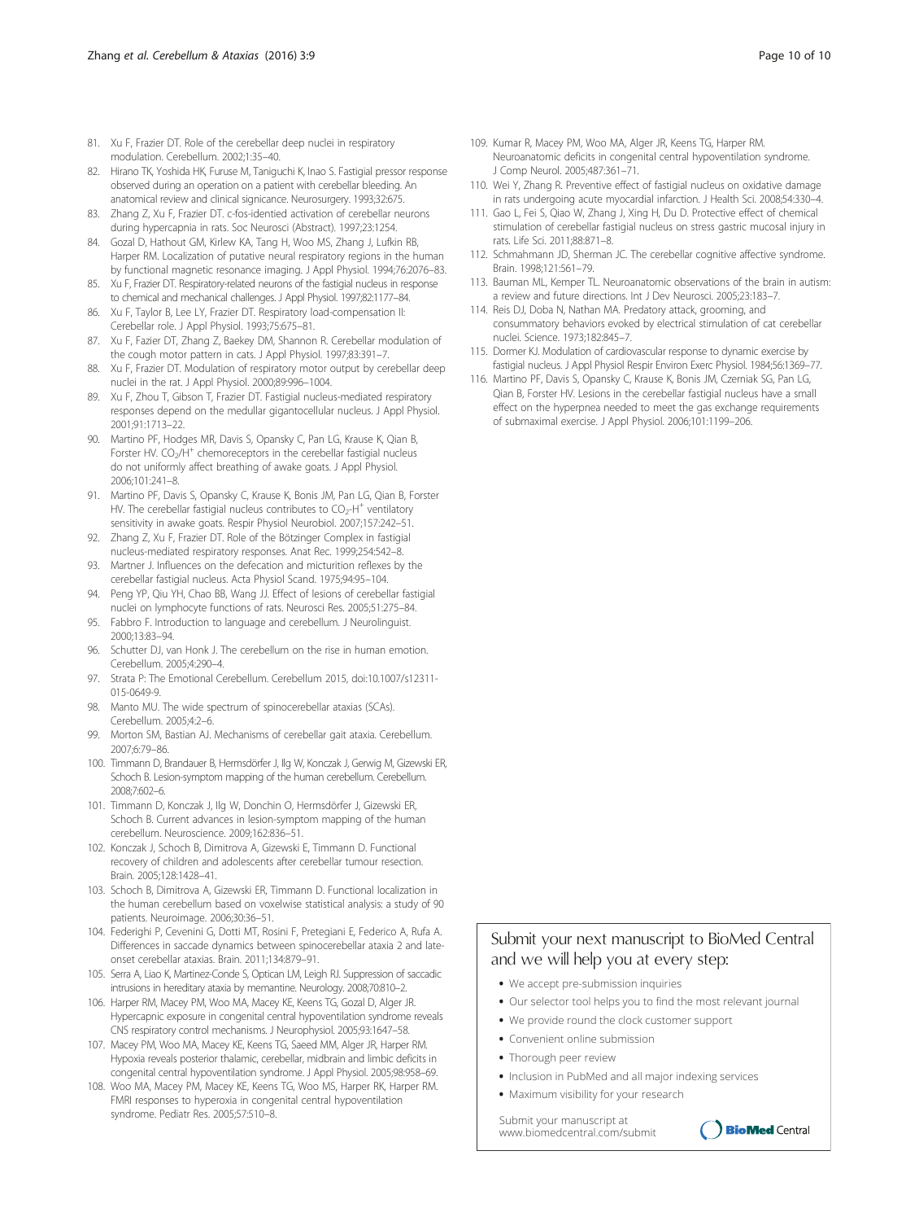81. Xu F, Frazier DT. Role of the cerebellar deep nuclei in respiratory modulation. Cerebellum. 2002;1:35–40.
82. Hirano TK, Yoshida HK, Furuse M, Taniguchi K, Inao S. Fastigial pressor response observed during an operation on a patient with cerebellar bleeding. An anatomical review and clinical signicance. Neurosurgery. 1993;32:675.
83. Zhang Z, Xu F, Frazier DT. c-fos-identied activation of cerebellar neurons during hypercapnia in rats. Soc Neurosci (Abstract). 1997;23:1254.
84. Gozal D, Hathout GM, Kirlew KA, Tang H, Woo MS, Zhang J, Lufkin RB, Harper RM. Localization of putative neural respiratory regions in the human by functional magnetic resonance imaging. J Appl Physiol. 1994;76:2076–83.
85. Xu F, Frazier DT. Respiratory-related neurons of the fastigial nucleus in response to chemical and mechanical challenges. J Appl Physiol. 1997;82:1177–84.
86. Xu F, Taylor B, Lee LY, Frazier DT. Respiratory load-compensation II: Cerebellar role. J Appl Physiol. 1993;75:675–81.
87. Xu F, Fazier DT, Zhang Z, Baekey DM, Shannon R. Cerebellar modulation of the cough motor pattern in cats. J Appl Physiol. 1997;83:391–7.
88. Xu F, Frazier DT. Modulation of respiratory motor output by cerebellar deep nuclei in the rat. J Appl Physiol. 2000;89:996–1004.
89. Xu F, Zhou T, Gibson T, Frazier DT. Fastigial nucleus-mediated respiratory responses depend on the medullar gigantocellular nucleus. J Appl Physiol. 2001;91:1713–22.
90. Martino PF, Hodges MR, Davis S, Opansky C, Pan LG, Krause K, Qian B, Forster HV. $CO_2/H^+$ chemoreceptors in the cerebellar fastigial nucleus do not uniformly affect breathing of awake goats. J Appl Physiol. 2006;101:241–8.
91. Martino PF, Davis S, Opansky C, Krause K, Bonis JM, Pan LG, Qian B, Forster HV. The cerebellar fastigial nucleus contributes to $CO_2$-$H^+$ ventilatory sensitivity in awake goats. Respir Physiol Neurobiol. 2007;157:242–51.
92. Zhang Z, Xu F, Frazier DT. Role of the Bötzinger Complex in fastigial nucleus-mediated respiratory responses. Anat Rec. 1999;254:542–8.
93. Martner J. Influences on the defecation and micturition reflexes by the cerebellar fastigial nucleus. Acta Physiol Scand. 1975;94:95–104.
94. Peng YP, Qiu YH, Chao BB, Wang JJ. Effect of lesions of cerebellar fastigial nuclei on lymphocyte functions of rats. Neurosci Res. 2005;51:275–84.
95. Fabbro F. Introduction to language and cerebellum. J Neurolinguist. 2000;13:83–94.
96. Schutter DJ, van Honk J. The cerebellum on the rise in human emotion. Cerebellum. 2005;4:290–4.
97. Strata P: The Emotional Cerebellum. Cerebellum 2015, doi:10.1007/s12311-015-0649-9.
98. Manto MU. The wide spectrum of spinocerebellar ataxias (SCAs). Cerebellum. 2005;4:2–6.
99. Morton SM, Bastian AJ. Mechanisms of cerebellar gait ataxia. Cerebellum. 2007;6:79–86.
100. Timmann D, Brandauer B, Hermsdörfer J, Ilg W, Konczak J, Gerwig M, Gizewski ER, Schoch B. Lesion-symptom mapping of the human cerebellum. Cerebellum. 2008;7:602–6.
101. Timmann D, Konczak J, Ilg W, Donchin O, Hermsdörfer J, Gizewski ER, Schoch B. Current advances in lesion-symptom mapping of the human cerebellum. Neuroscience. 2009;162:836–51.
102. Konczak J, Schoch B, Dimitrova A, Gizewski E, Timmann D. Functional recovery of children and adolescents after cerebellar tumour resection. Brain. 2005;128:1428–41.
103. Schoch B, Dimitrova A, Gizewski ER, Timmann D. Functional localization in the human cerebellum based on voxelwise statistical analysis: a study of 90 patients. Neuroimage. 2006;30:36–51.
104. Federighi P, Cevenini G, Dotti MT, Rosini F, Pretegiani E, Federico A, Rufa A. Differences in saccade dynamics between spinocerebellar ataxia 2 and late-onset cerebellar ataxias. Brain. 2011;134:879–91.
105. Serra A, Liao K, Martinez-Conde S, Optican LM, Leigh RJ. Suppression of saccadic intrusions in hereditary ataxia by memantine. Neurology. 2008;70:810–2.
106. Harper RM, Macey PM, Woo MA, Macey KE, Keens TG, Gozal D, Alger JR. Hypercapnic exposure in congenital central hypoventilation syndrome reveals CNS respiratory control mechanisms. J Neurophysiol. 2005;93:1647–58.
107. Macey PM, Woo MA, Macey KE, Keens TG, Saeed MM, Alger JR, Harper RM. Hypoxia reveals posterior thalamic, cerebellar, midbrain and limbic deficits in congenital central hypoventilation syndrome. J Appl Physiol. 2005;98:958–69.
108. Woo MA, Macey PM, Macey KE, Keens TG, Woo MS, Harper RK, Harper RM. FMRI responses to hyperoxia in congenital central hypoventilation syndrome. Pediatr Res. 2005;57:510–8.
109. Kumar R, Macey PM, Woo MA, Alger JR, Keens TG, Harper RM. Neuroanatomic deficits in congenital central hypoventilation syndrome. J Comp Neurol. 2005;487:361–71.
110. Wei Y, Zhang R. Preventive effect of fastigial nucleus on oxidative damage in rats undergoing acute myocardial infarction. J Health Sci. 2008;54:330–4.
111. Gao L, Fei S, Qiao W, Zhang J, Xing H, Du D. Protective effect of chemical stimulation of cerebellar fastigial nucleus on stress gastric mucosal injury in rats. Life Sci. 2011;88:871–8.
112. Schmahmann JD, Sherman JC. The cerebellar cognitive affective syndrome. Brain. 1998;121:561–79.
113. Bauman ML, Kemper TL. Neuroanatomic observations of the brain in autism: a review and future directions. Int J Dev Neurosci. 2005;23:183–7.
114. Reis DJ, Doba N, Nathan MA. Predatory attack, grooming, and consummatory behaviors evoked by electrical stimulation of cat cerebellar nuclei. Science. 1973;182:845–7.
115. Dormer KJ. Modulation of cardiovascular response to dynamic exercise by fastigial nucleus. J Appl Physiol Respir Environ Exerc Physiol. 1984;56:1369–77.
116. Martino PF, Davis S, Opansky C, Krause K, Bonis JM, Czerniak SG, Pan LG, Qian B, Forster HV. Lesions in the cerebellar fastigial nucleus have a small effect on the hyperpnea needed to meet the gas exchange requirements of submaximal exercise. J Appl Physiol. 2006;101:1199–206.

Submit your next manuscript to BioMed Central and we will help you at every step:

- We accept pre-submission inquiries
- Our selector tool helps you to find the most relevant journal
- We provide round the clock customer support
- Convenient online submission
- Thorough peer review
- Inclusion in PubMed and all major indexing services
- Maximum visibility for your research

Submit your manuscript at
www.biomedcentral.com/submit

BioMed Central